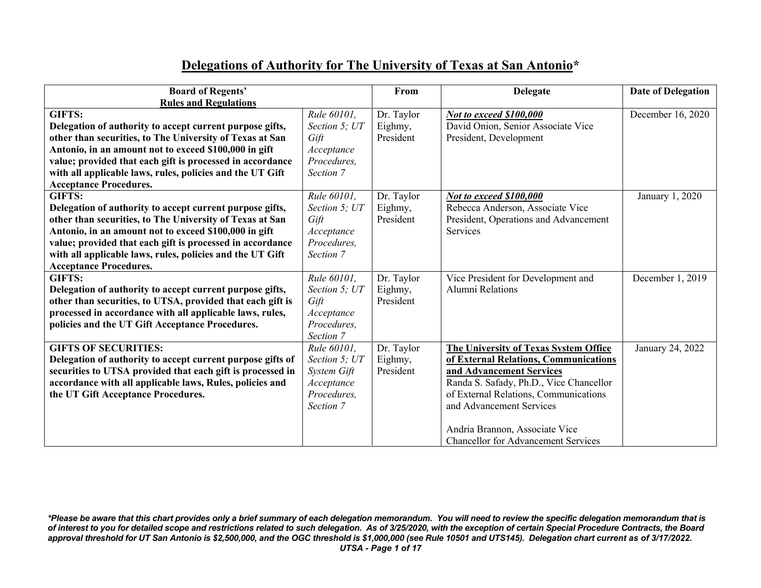# Delegations of Authority for The University of Texas at San Antonio*

| Board of Regents' Rules and Regulations | | From | Delegate | Date of Delegation |
|---|---|---|---|---|
| **GIFTS: Delegation of authority to accept current purpose gifts, other than securities, to The University of Texas at San Antonio, in an amount not to exceed $100,000 in gift value; provided that each gift is processed in accordance with all applicable laws, rules, policies and the UT Gift Acceptance Procedures.** | *Rule 60101, Section 5; UT Gift Acceptance Procedures, Section 7* | Dr. Taylor Eighmy, President | ***Not to exceed $100,000*** David Onion, Senior Associate Vice President, Development | December 16, 2020 |
| **GIFTS: Delegation of authority to accept current purpose gifts, other than securities, to The University of Texas at San Antonio, in an amount not to exceed $100,000 in gift value; provided that each gift is processed in accordance with all applicable laws, rules, policies and the UT Gift Acceptance Procedures.** | *Rule 60101, Section 5; UT Gift Acceptance Procedures, Section 7* | Dr. Taylor Eighmy, President | ***Not to exceed $100,000*** Rebecca Anderson, Associate Vice President, Operations and Advancement Services | January 1, 2020 |
| **GIFTS: Delegation of authority to accept current purpose gifts, other than securities, to UTSA, provided that each gift is processed in accordance with all applicable laws, rules, policies and the UT Gift Acceptance Procedures.** | *Rule 60101, Section 5; UT Gift Acceptance Procedures, Section 7* | Dr. Taylor Eighmy, President | Vice President for Development and Alumni Relations | December 1, 2019 |
| **GIFTS OF SECURITIES: Delegation of authority to accept current purpose gifts of securities to UTSA provided that each gift is processed in accordance with all applicable laws, Rules, policies and the UT Gift Acceptance Procedures.** | *Rule 60101, Section 5; UT System Gift Acceptance Procedures, Section 7* | Dr. Taylor Eighmy, President | **The University of Texas System Office of External Relations, Communications and Advancement Services** Randa S. Safady, Ph.D., Vice Chancellor of External Relations, Communications and Advancement Services<br><br>Andria Brannon, Associate Vice Chancellor for Advancement Services | January 24, 2022 |

****Please be aware that this chart provides only a brief summary of each delegation memorandum. You will need to review the specific delegation memorandum that is of interest to you for detailed scope and restrictions related to such delegation. As of 3/25/2020, with the exception of certain Special Procedure Contracts, the Board approval threshold for UT San Antonio is $2,500,000, and the OGC threshold is $1,000,000 (see Rule 10501 and UTS145). Delegation chart current as of 3/17/2022.***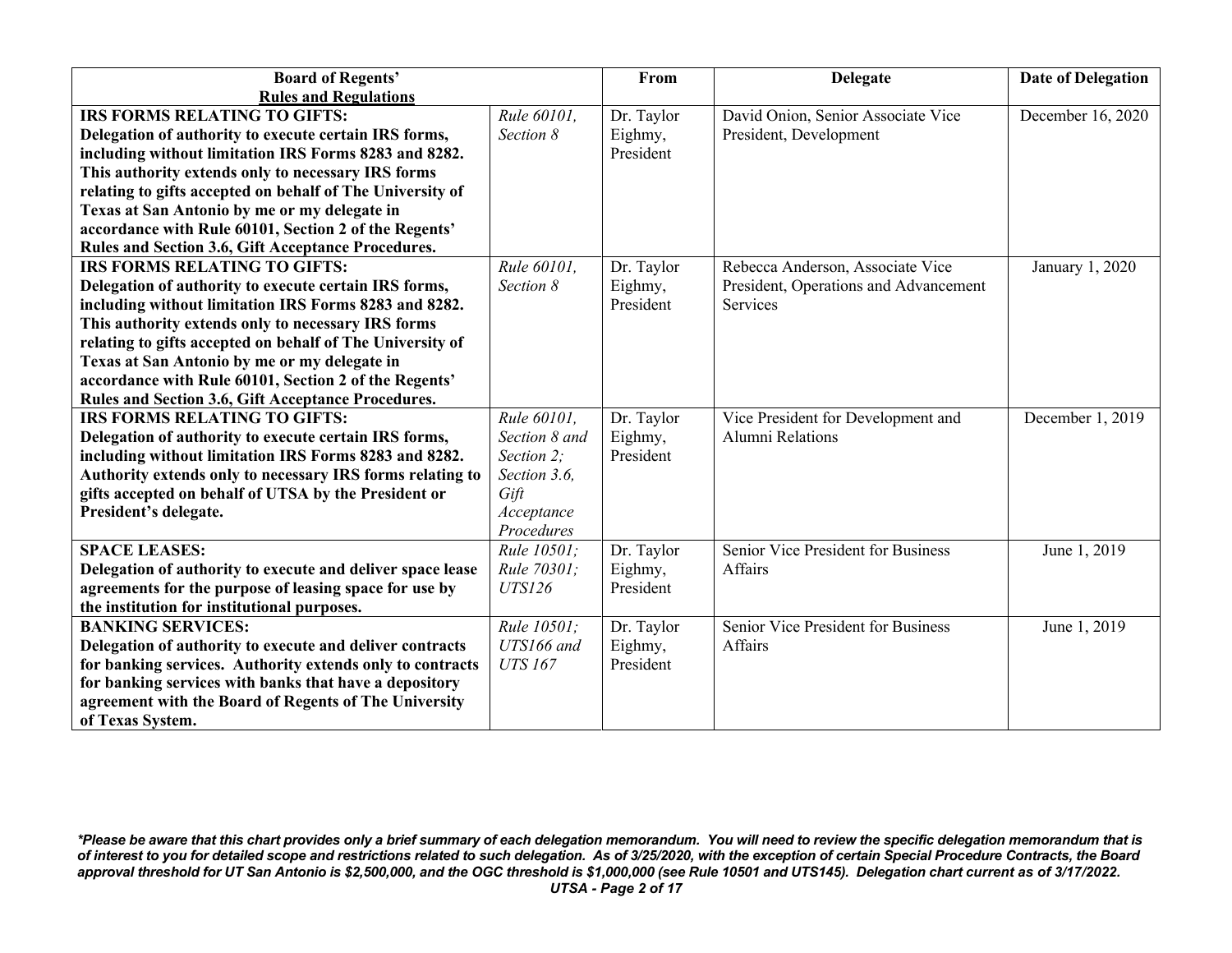| **Board of Regents' Rules and Regulations** | | **From** | **Delegate** | **Date of Delegation** |
|---|---|---|---|---|
| **IRS FORMS RELATING TO GIFTS: Delegation of authority to execute certain IRS forms, including without limitation IRS Forms 8283 and 8282. This authority extends only to necessary IRS forms relating to gifts accepted on behalf of The University of Texas at San Antonio by me or my delegate in accordance with Rule 60101, Section 2 of the Regents' Rules and Section 3.6, Gift Acceptance Procedures.** | *Rule 60101, Section 8* | Dr. Taylor Eighmy, President | David Onion, Senior Associate Vice President, Development | December 16, 2020 |
| **IRS FORMS RELATING TO GIFTS: Delegation of authority to execute certain IRS forms, including without limitation IRS Forms 8283 and 8282. This authority extends only to necessary IRS forms relating to gifts accepted on behalf of The University of Texas at San Antonio by me or my delegate in accordance with Rule 60101, Section 2 of the Regents' Rules and Section 3.6, Gift Acceptance Procedures.** | *Rule 60101, Section 8* | Dr. Taylor Eighmy, President | Rebecca Anderson, Associate Vice President, Operations and Advancement Services | January 1, 2020 |
| **IRS FORMS RELATING TO GIFTS: Delegation of authority to execute certain IRS forms, including without limitation IRS Forms 8283 and 8282. Authority extends only to necessary IRS forms relating to gifts accepted on behalf of UTSA by the President or President's delegate.** | *Rule 60101, Section 8 and Section 2; Section 3.6, Gift Acceptance Procedures* | Dr. Taylor Eighmy, President | Vice President for Development and Alumni Relations | December 1, 2019 |
| **SPACE LEASES: Delegation of authority to execute and deliver space lease agreements for the purpose of leasing space for use by the institution for institutional purposes.** | *Rule 10501; Rule 70301; UTS126* | Dr. Taylor Eighmy, President | Senior Vice President for Business Affairs | June 1, 2019 |
| **BANKING SERVICES: Delegation of authority to execute and deliver contracts for banking services. Authority extends only to contracts for banking services with banks that have a depository agreement with the Board of Regents of The University of Texas System.** | *Rule 10501; UTS166 and UTS 167* | Dr. Taylor Eighmy, President | Senior Vice President for Business Affairs | June 1, 2019 |

***Please be aware that this chart provides only a brief summary of each delegation memorandum. You will need to review the specific delegation memorandum that is of interest to you for detailed scope and restrictions related to such delegation. As of 3/25/2020, with the exception of certain Special Procedure Contracts, the Board approval threshold for UT San Antonio is $2,500,000, and the OGC threshold is $1,000,000 (see Rule 10501 and UTS145). Delegation chart current as of 3/17/2022.***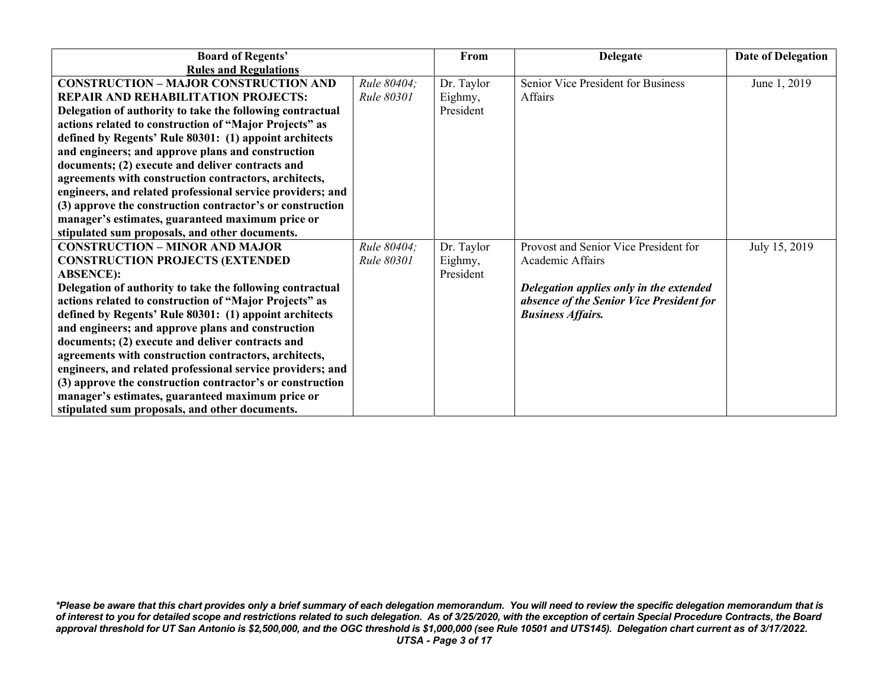| Board of Regents' Rules and Regulations | | From | Delegate | Date of Delegation |
|---|---|---|---|---|
| **CONSTRUCTION – MAJOR CONSTRUCTION AND REPAIR AND REHABILITATION PROJECTS: Delegation of authority to take the following contractual actions related to construction of "Major Projects" as defined by Regents' Rule 80301: (1) appoint architects and engineers; and approve plans and construction documents; (2) execute and deliver contracts and agreements with construction contractors, architects, engineers, and related professional service providers; and (3) approve the construction contractor's or construction manager's estimates, guaranteed maximum price or stipulated sum proposals, and other documents.** | *Rule 80404; Rule 80301* | Dr. Taylor Eighmy, President | Senior Vice President for Business Affairs | June 1, 2019 |
| **CONSTRUCTION – MINOR AND MAJOR CONSTRUCTION PROJECTS (EXTENDED ABSENCE): Delegation of authority to take the following contractual actions related to construction of "Major Projects" as defined by Regents' Rule 80301: (1) appoint architects and engineers; and approve plans and construction documents; (2) execute and deliver contracts and agreements with construction contractors, architects, engineers, and related professional service providers; and (3) approve the construction contractor's or construction manager's estimates, guaranteed maximum price or stipulated sum proposals, and other documents.** | *Rule 80404; Rule 80301* | Dr. Taylor Eighmy, President | Provost and Senior Vice President for Academic Affairs<br><br>***Delegation applies only in the extended absence of the Senior Vice President for Business Affairs.*** | July 15, 2019 |

***Please be aware that this chart provides only a brief summary of each delegation memorandum. You will need to review the specific delegation memorandum that is of interest to you for detailed scope and restrictions related to such delegation. As of 3/25/2020, with the exception of certain Special Procedure Contracts, the Board approval threshold for UT San Antonio is $2,500,000, and the OGC threshold is $1,000,000 (see Rule 10501 and UTS145). Delegation chart current as of 3/17/2022.***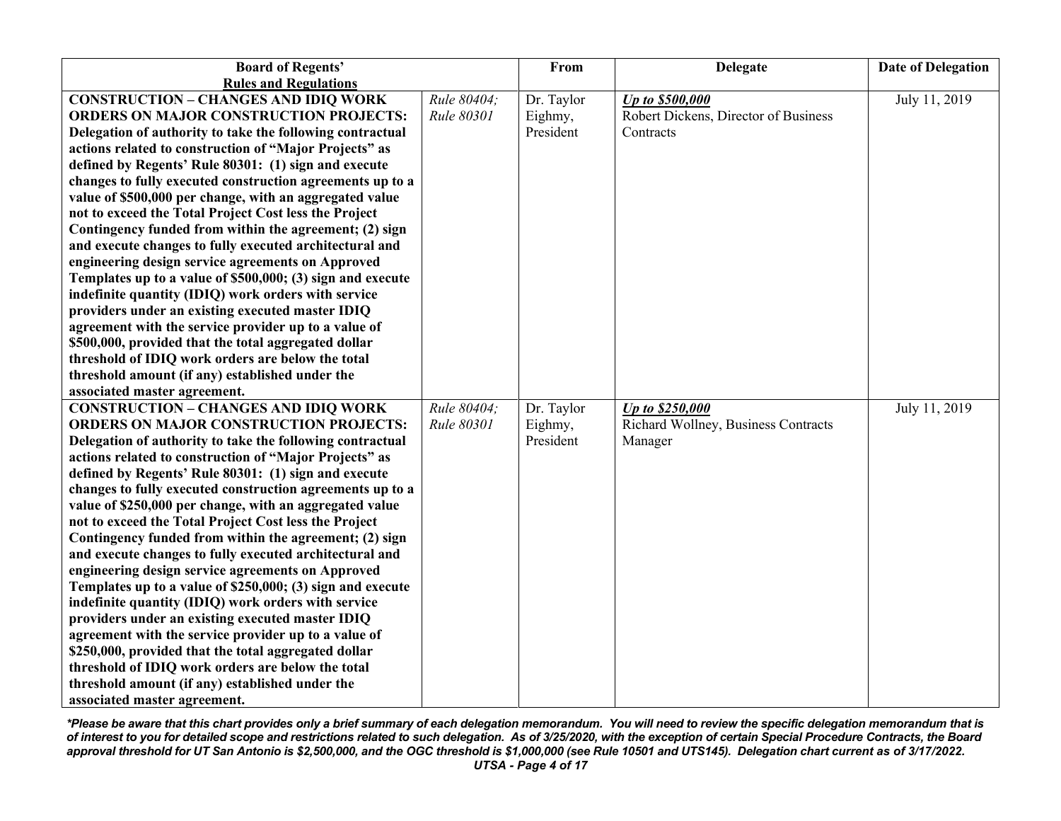| Board of Regents' Rules and Regulations | | From | Delegate | Date of Delegation |
|---|---|---|---|---|
| **CONSTRUCTION – CHANGES AND IDIQ WORK ORDERS ON MAJOR CONSTRUCTION PROJECTS: Delegation of authority to take the following contractual actions related to construction of "Major Projects" as defined by Regents' Rule 80301: (1) sign and execute changes to fully executed construction agreements up to a value of $500,000 per change, with an aggregated value not to exceed the Total Project Cost less the Project Contingency funded from within the agreement; (2) sign and execute changes to fully executed architectural and engineering design service agreements on Approved Templates up to a value of $500,000; (3) sign and execute indefinite quantity (IDIQ) work orders with service providers under an existing executed master IDIQ agreement with the service provider up to a value of $500,000, provided that the total aggregated dollar threshold of IDIQ work orders are below the total threshold amount (if any) established under the associated master agreement.** | *Rule 80404; Rule 80301* | Dr. Taylor Eighmy, President | ***Up to $500,000*** Robert Dickens, Director of Business Contracts | July 11, 2019 |
| **CONSTRUCTION – CHANGES AND IDIQ WORK ORDERS ON MAJOR CONSTRUCTION PROJECTS: Delegation of authority to take the following contractual actions related to construction of "Major Projects" as defined by Regents' Rule 80301: (1) sign and execute changes to fully executed construction agreements up to a value of $250,000 per change, with an aggregated value not to exceed the Total Project Cost less the Project Contingency funded from within the agreement; (2) sign and execute changes to fully executed architectural and engineering design service agreements on Approved Templates up to a value of $250,000; (3) sign and execute indefinite quantity (IDIQ) work orders with service providers under an existing executed master IDIQ agreement with the service provider up to a value of $250,000, provided that the total aggregated dollar threshold of IDIQ work orders are below the total threshold amount (if any) established under the associated master agreement.** | *Rule 80404; Rule 80301* | Dr. Taylor Eighmy, President | ***Up to $250,000*** Richard Wollney, Business Contracts Manager | July 11, 2019 |

***Please be aware that this chart provides only a brief summary of each delegation memorandum. You will need to review the specific delegation memorandum that is of interest to you for detailed scope and restrictions related to such delegation. As of 3/25/2020, with the exception of certain Special Procedure Contracts, the Board approval threshold for UT San Antonio is $2,500,000, and the OGC threshold is $1,000,000 (see Rule 10501 and UTS145). Delegation chart current as of 3/17/2022.***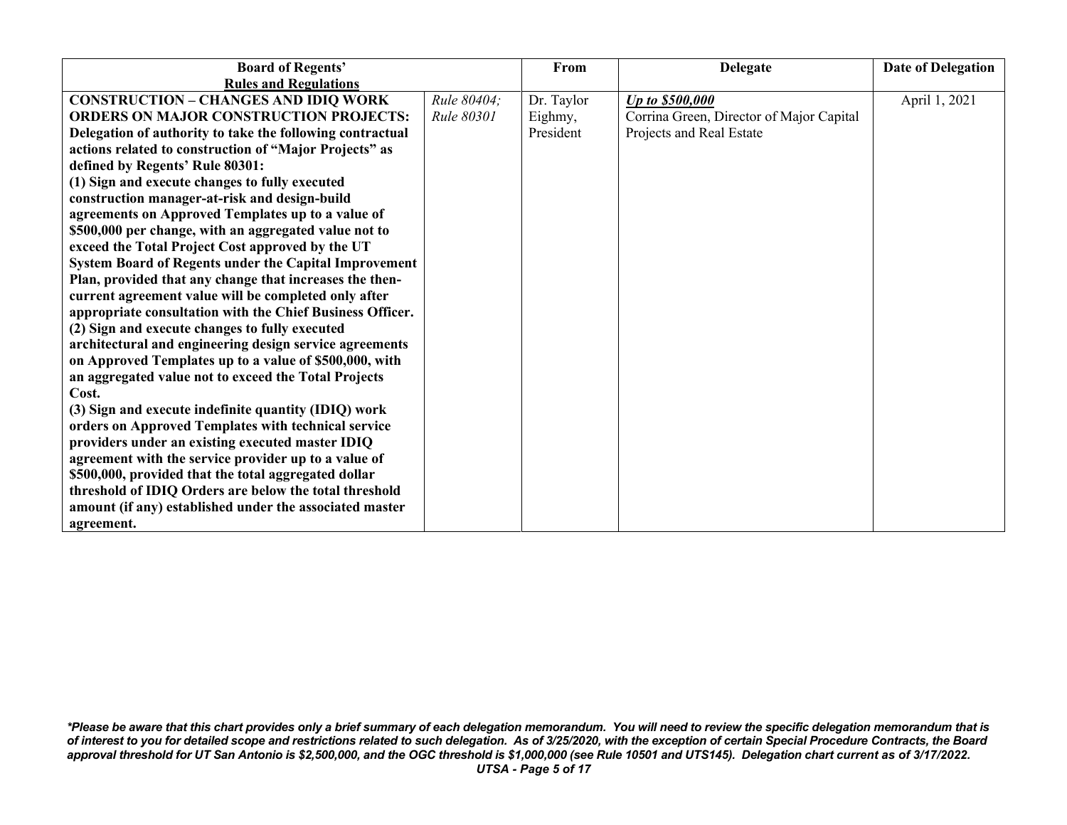| Board of Regents' Rules and Regulations | | From | Delegate | Date of Delegation |
|---|---|---|---|---|
| **CONSTRUCTION – CHANGES AND IDIQ WORK ORDERS ON MAJOR CONSTRUCTION PROJECTS: Delegation of authority to take the following contractual actions related to construction of "Major Projects" as defined by Regents' Rule 80301: (1) Sign and execute changes to fully executed construction manager-at-risk and design-build agreements on Approved Templates up to a value of $500,000 per change, with an aggregated value not to exceed the Total Project Cost approved by the UT System Board of Regents under the Capital Improvement Plan, provided that any change that increases the then-current agreement value will be completed only after appropriate consultation with the Chief Business Officer. (2) Sign and execute changes to fully executed architectural and engineering design service agreements on Approved Templates up to a value of $500,000, with an aggregated value not to exceed the Total Projects Cost. (3) Sign and execute indefinite quantity (IDIQ) work orders on Approved Templates with technical service providers under an existing executed master IDIQ agreement with the service provider up to a value of $500,000, provided that the total aggregated dollar threshold of IDIQ Orders are below the total threshold amount (if any) established under the associated master agreement.** | *Rule 80404; Rule 80301* | Dr. Taylor Eighmy, President | ***Up to $500,000*** Corrina Green, Director of Major Capital Projects and Real Estate | April 1, 2021 |

***Please be aware that this chart provides only a brief summary of each delegation memorandum. You will need to review the specific delegation memorandum that is of interest to you for detailed scope and restrictions related to such delegation. As of 3/25/2020, with the exception of certain Special Procedure Contracts, the Board approval threshold for UT San Antonio is $2,500,000, and the OGC threshold is $1,000,000 (see Rule 10501 and UTS145). Delegation chart current as of 3/17/2022.***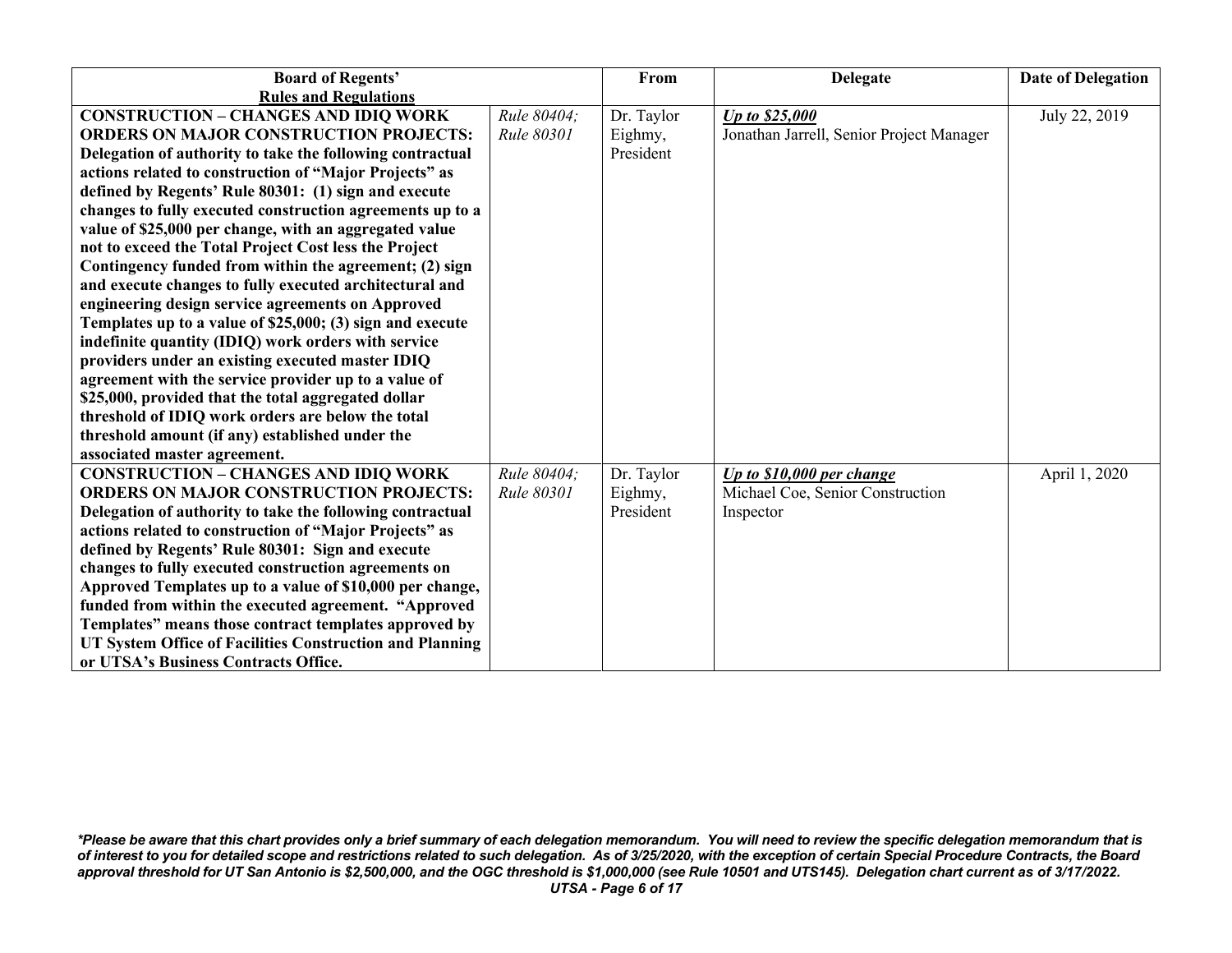| Board of Regents' Rules and Regulations | | From | Delegate | Date of Delegation |
|---|---|---|---|---|
| **CONSTRUCTION – CHANGES AND IDIQ WORK ORDERS ON MAJOR CONSTRUCTION PROJECTS: Delegation of authority to take the following contractual actions related to construction of "Major Projects" as defined by Regents' Rule 80301: (1) sign and execute changes to fully executed construction agreements up to a value of $25,000 per change, with an aggregated value not to exceed the Total Project Cost less the Project Contingency funded from within the agreement; (2) sign and execute changes to fully executed architectural and engineering design service agreements on Approved Templates up to a value of $25,000; (3) sign and execute indefinite quantity (IDIQ) work orders with service providers under an existing executed master IDIQ agreement with the service provider up to a value of $25,000, provided that the total aggregated dollar threshold of IDIQ work orders are below the total threshold amount (if any) established under the associated master agreement.** | *Rule 80404; Rule 80301* | Dr. Taylor Eighmy, President | ***Up to $25,000*** Jonathan Jarrell, Senior Project Manager | July 22, 2019 |
| **CONSTRUCTION – CHANGES AND IDIQ WORK ORDERS ON MAJOR CONSTRUCTION PROJECTS: Delegation of authority to take the following contractual actions related to construction of "Major Projects" as defined by Regents' Rule 80301: Sign and execute changes to fully executed construction agreements on Approved Templates up to a value of $10,000 per change, funded from within the executed agreement. "Approved Templates" means those contract templates approved by UT System Office of Facilities Construction and Planning or UTSA's Business Contracts Office.** | *Rule 80404; Rule 80301* | Dr. Taylor Eighmy, President | ***Up to $10,000 per change*** Michael Coe, Senior Construction Inspector | April 1, 2020 |

***Please be aware that this chart provides only a brief summary of each delegation memorandum. You will need to review the specific delegation memorandum that is of interest to you for detailed scope and restrictions related to such delegation. As of 3/25/2020, with the exception of certain Special Procedure Contracts, the Board approval threshold for UT San Antonio is $2,500,000, and the OGC threshold is $1,000,000 (see Rule 10501 and UTS145). Delegation chart current as of 3/17/2022.***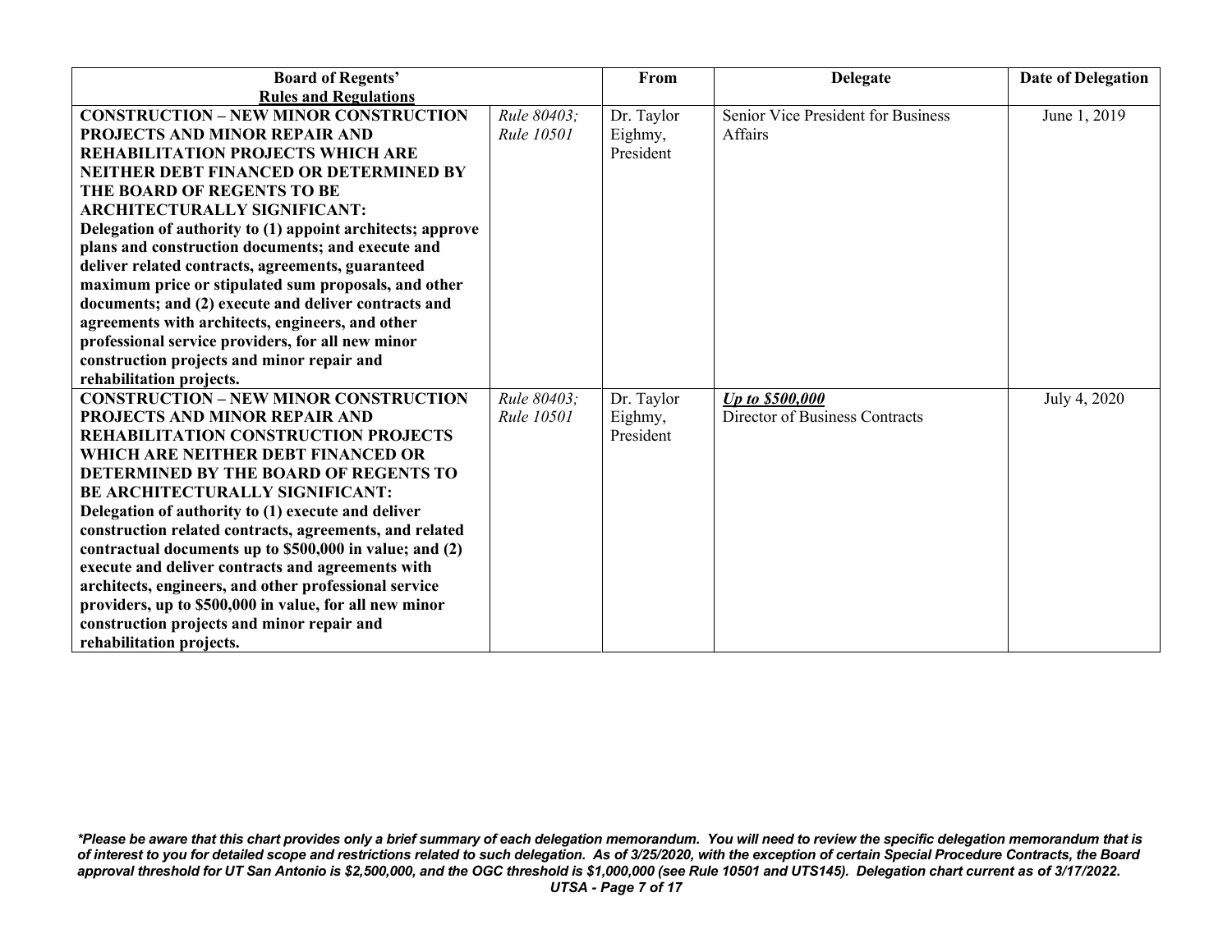| Board of Regents' Rules and Regulations | | From | Delegate | Date of Delegation |
|---|---|---|---|---|
| **CONSTRUCTION – NEW MINOR CONSTRUCTION PROJECTS AND MINOR REPAIR AND REHABILITATION PROJECTS WHICH ARE NEITHER DEBT FINANCED OR DETERMINED BY THE BOARD OF REGENTS TO BE ARCHITECTURALLY SIGNIFICANT: Delegation of authority to (1) appoint architects; approve plans and construction documents; and execute and deliver related contracts, agreements, guaranteed maximum price or stipulated sum proposals, and other documents; and (2) execute and deliver contracts and agreements with architects, engineers, and other professional service providers, for all new minor construction projects and minor repair and rehabilitation projects.** | *Rule 80403; Rule 10501* | Dr. Taylor Eighmy, President | Senior Vice President for Business Affairs | June 1, 2019 |
| **CONSTRUCTION – NEW MINOR CONSTRUCTION PROJECTS AND MINOR REPAIR AND REHABILITATION CONSTRUCTION PROJECTS WHICH ARE NEITHER DEBT FINANCED OR DETERMINED BY THE BOARD OF REGENTS TO BE ARCHITECTURALLY SIGNIFICANT: Delegation of authority to (1) execute and deliver construction related contracts, agreements, and related contractual documents up to $500,000 in value; and (2) execute and deliver contracts and agreements with architects, engineers, and other professional service providers, up to $500,000 in value, for all new minor construction projects and minor repair and rehabilitation projects.** | *Rule 80403; Rule 10501* | Dr. Taylor Eighmy, President | ***Up to $500,000*** Director of Business Contracts | July 4, 2020 |

****Please be aware that this chart provides only a brief summary of each delegation memorandum. You will need to review the specific delegation memorandum that is of interest to you for detailed scope and restrictions related to such delegation. As of 3/25/2020, with the exception of certain Special Procedure Contracts, the Board approval threshold for UT San Antonio is $2,500,000, and the OGC threshold is $1,000,000 (see Rule 10501 and UTS145). Delegation chart current as of 3/17/2022.***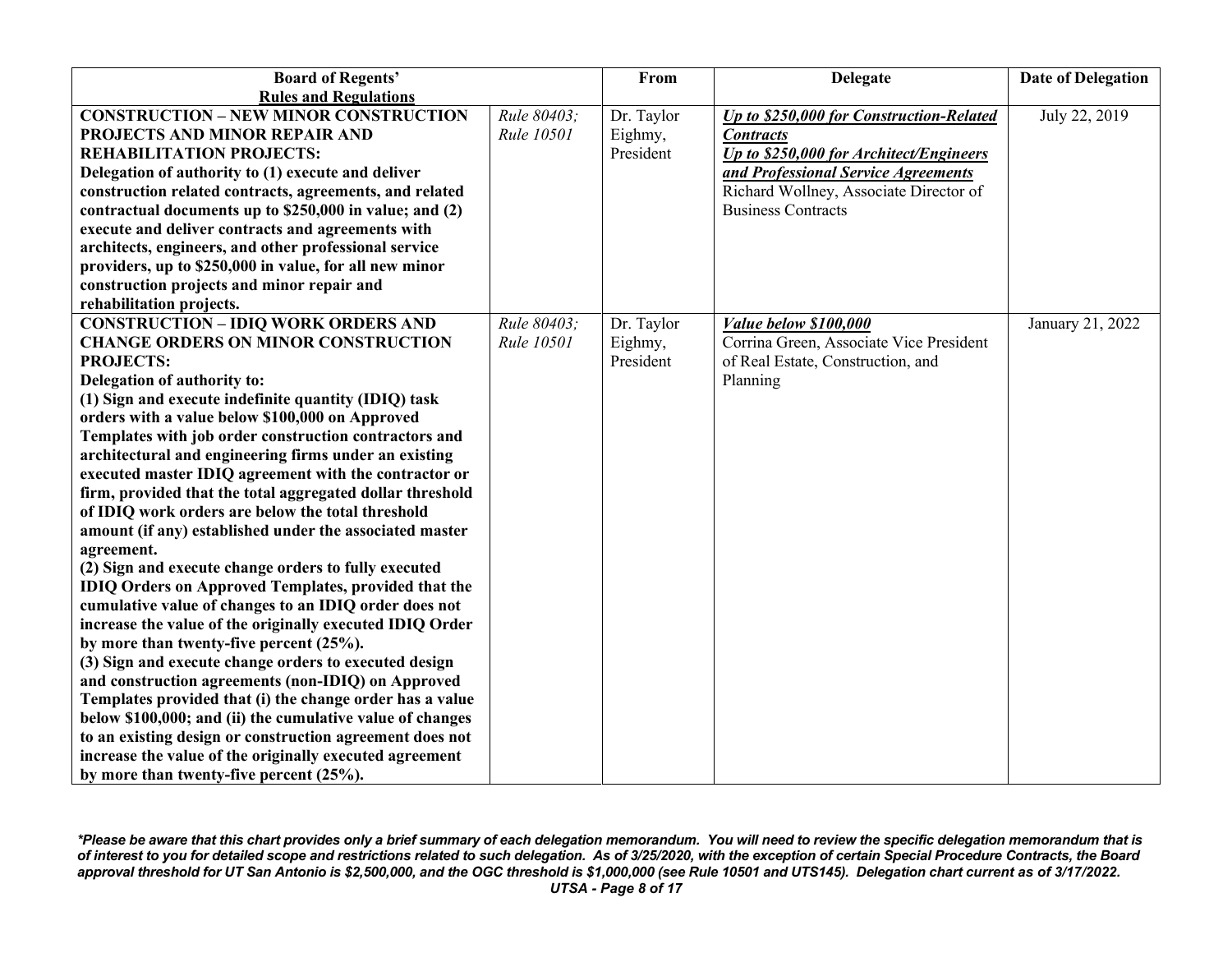| Board of Regents' Rules and Regulations | | From | Delegate | Date of Delegation |
|---|---|---|---|---|
| **CONSTRUCTION – NEW MINOR CONSTRUCTION PROJECTS AND MINOR REPAIR AND REHABILITATION PROJECTS:**<br>**Delegation of authority to (1) execute and deliver construction related contracts, agreements, and related contractual documents up to $250,000 in value; and (2) execute and deliver contracts and agreements with architects, engineers, and other professional service providers, up to $250,000 in value, for all new minor construction projects and minor repair and rehabilitation projects.** | *Rule 80403; Rule 10501* | Dr. Taylor Eighmy, President | ***Up to $250,000 for Construction-Related Contracts***<br>***Up to $250,000 for Architect/Engineers and Professional Service Agreements***<br>Richard Wollney, Associate Director of Business Contracts | July 22, 2019 |
| **CONSTRUCTION – IDIQ WORK ORDERS AND CHANGE ORDERS ON MINOR CONSTRUCTION PROJECTS:**<br>**Delegation of authority to:**<br>**(1) Sign and execute indefinite quantity (IDIQ) task orders with a value below $100,000 on Approved Templates with job order construction contractors and architectural and engineering firms under an existing executed master IDIQ agreement with the contractor or firm, provided that the total aggregated dollar threshold of IDIQ work orders are below the total threshold amount (if any) established under the associated master agreement.**<br>**(2) Sign and execute change orders to fully executed IDIQ Orders on Approved Templates, provided that the cumulative value of changes to an IDIQ order does not increase the value of the originally executed IDIQ Order by more than twenty-five percent (25%).**<br>**(3) Sign and execute change orders to executed design and construction agreements (non-IDIQ) on Approved Templates provided that (i) the change order has a value below $100,000; and (ii) the cumulative value of changes to an existing design or construction agreement does not increase the value of the originally executed agreement by more than twenty-five percent (25%).** | *Rule 80403; Rule 10501* | Dr. Taylor Eighmy, President | ***Value below $100,000***<br>Corrina Green, Associate Vice President of Real Estate, Construction, and Planning | January 21, 2022 |

***Please be aware that this chart provides only a brief summary of each delegation memorandum. You will need to review the specific delegation memorandum that is of interest to you for detailed scope and restrictions related to such delegation. As of 3/25/2020, with the exception of certain Special Procedure Contracts, the Board approval threshold for UT San Antonio is $2,500,000, and the OGC threshold is $1,000,000 (see Rule 10501 and UTS145). Delegation chart current as of 3/17/2022.***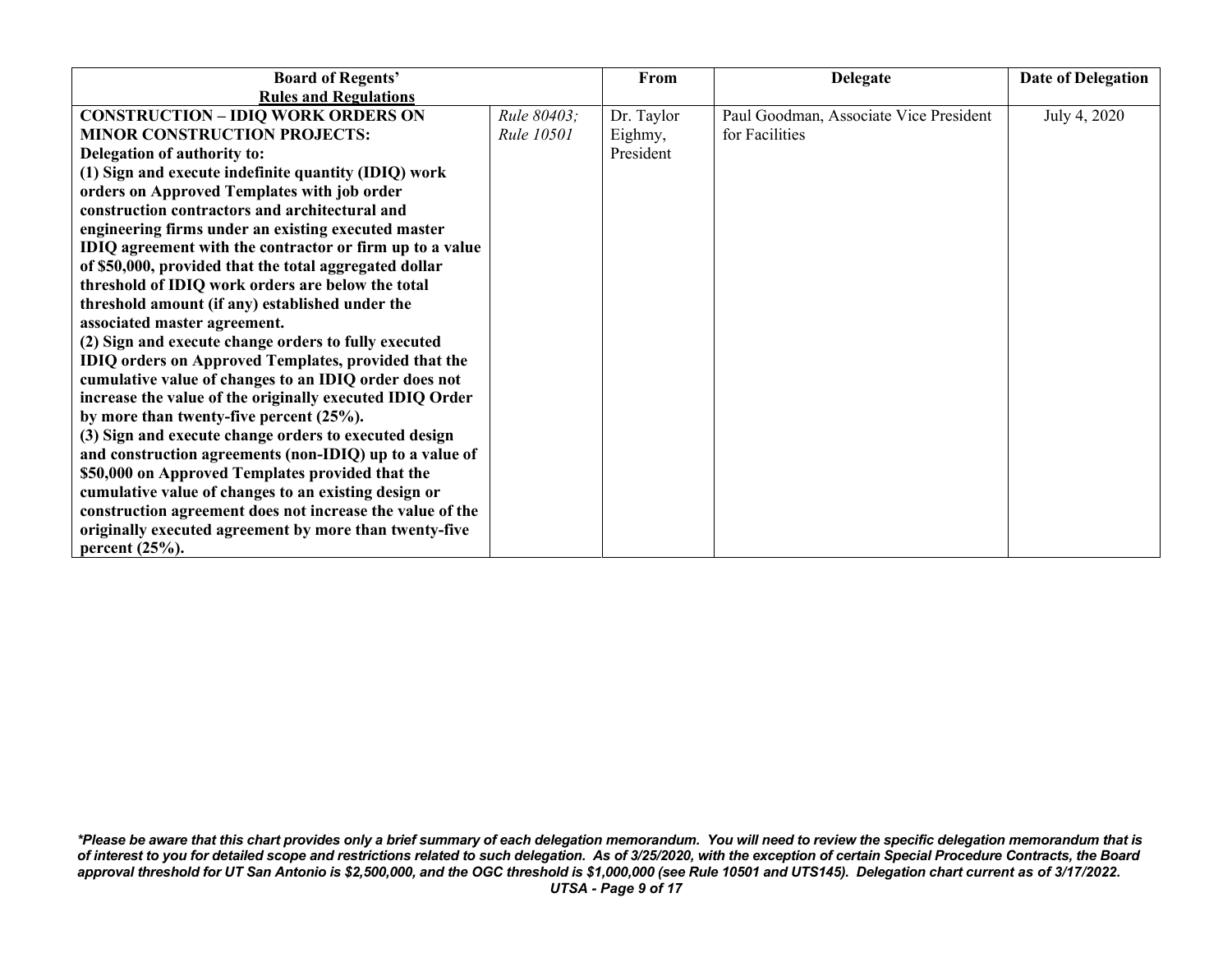| Board of Regents' Rules and Regulations | | From | Delegate | Date of Delegation |
|---|---|---|---|---|
| **CONSTRUCTION – IDIQ WORK ORDERS ON MINOR CONSTRUCTION PROJECTS:** **Delegation of authority to:** **(1) Sign and execute indefinite quantity (IDIQ) work orders on Approved Templates with job order construction contractors and architectural and engineering firms under an existing executed master IDIQ agreement with the contractor or firm up to a value of $50,000, provided that the total aggregated dollar threshold of IDIQ work orders are below the total threshold amount (if any) established under the associated master agreement.** **(2) Sign and execute change orders to fully executed IDIQ orders on Approved Templates, provided that the cumulative value of changes to an IDIQ order does not increase the value of the originally executed IDIQ Order by more than twenty-five percent (25%).** **(3) Sign and execute change orders to executed design and construction agreements (non-IDIQ) up to a value of $50,000 on Approved Templates provided that the cumulative value of changes to an existing design or construction agreement does not increase the value of the originally executed agreement by more than twenty-five percent (25%).** | *Rule 80403; Rule 10501* | Dr. Taylor Eighmy, President | Paul Goodman, Associate Vice President for Facilities | July 4, 2020 |

***Please be aware that this chart provides only a brief summary of each delegation memorandum. You will need to review the specific delegation memorandum that is of interest to you for detailed scope and restrictions related to such delegation. As of 3/25/2020, with the exception of certain Special Procedure Contracts, the Board approval threshold for UT San Antonio is $2,500,000, and the OGC threshold is $1,000,000 (see Rule 10501 and UTS145). Delegation chart current as of 3/17/2022.***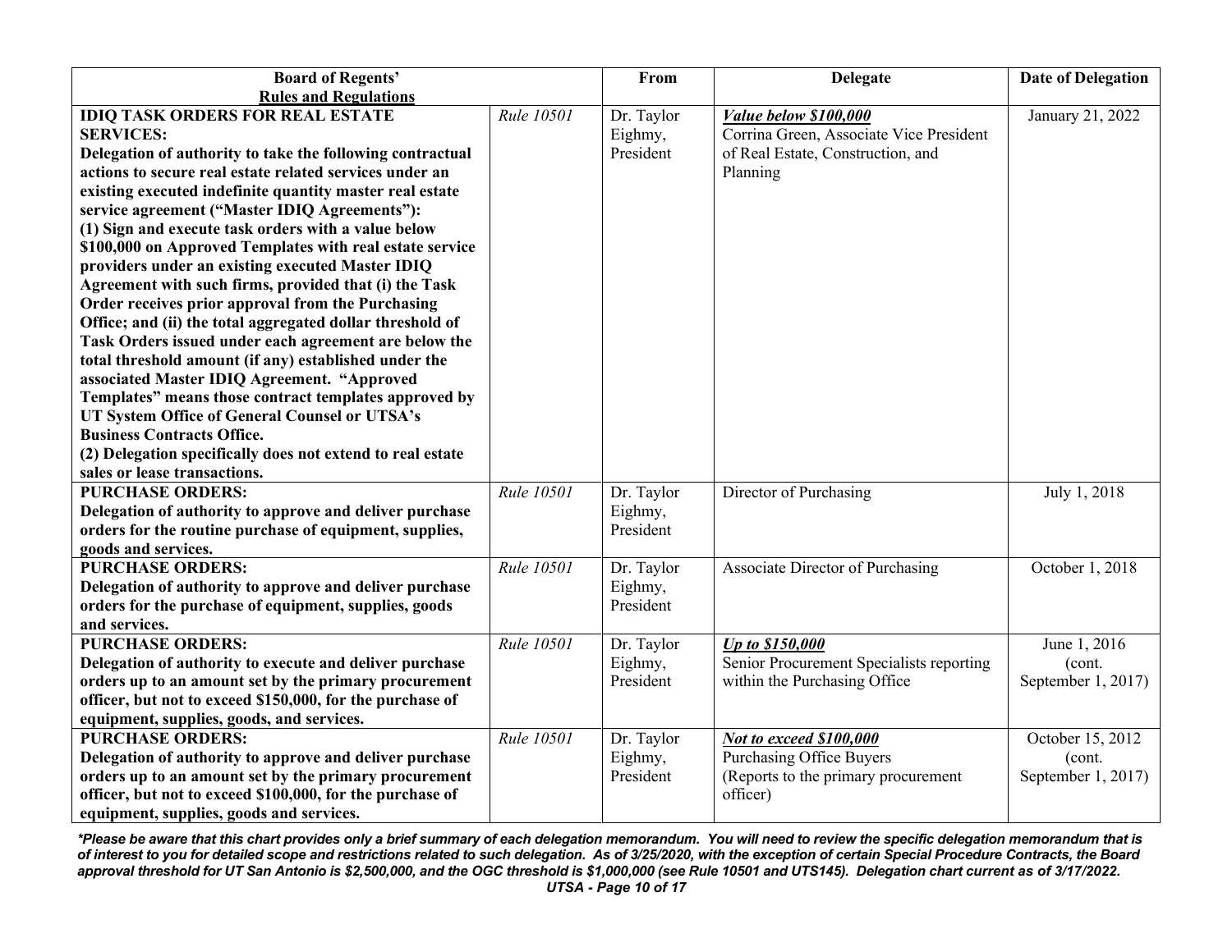| Board of Regents' Rules and Regulations | | From | Delegate | Date of Delegation |
|---|---|---|---|---|
| **IDIQ TASK ORDERS FOR REAL ESTATE SERVICES: Delegation of authority to take the following contractual actions to secure real estate related services under an existing executed indefinite quantity master real estate service agreement ("Master IDIQ Agreements"): (1) Sign and execute task orders with a value below $100,000 on Approved Templates with real estate service providers under an existing executed Master IDIQ Agreement with such firms, provided that (i) the Task Order receives prior approval from the Purchasing Office; and (ii) the total aggregated dollar threshold of Task Orders issued under each agreement are below the total threshold amount (if any) established under the associated Master IDIQ Agreement. "Approved Templates" means those contract templates approved by UT System Office of General Counsel or UTSA's Business Contracts Office. (2) Delegation specifically does not extend to real estate sales or lease transactions.** | *Rule 10501* | Dr. Taylor Eighmy, President | ***Value below $100,000*** Corrina Green, Associate Vice President of Real Estate, Construction, and Planning | January 21, 2022 |
| **PURCHASE ORDERS: Delegation of authority to approve and deliver purchase orders for the routine purchase of equipment, supplies, goods and services.** | *Rule 10501* | Dr. Taylor Eighmy, President | Director of Purchasing | July 1, 2018 |
| **PURCHASE ORDERS: Delegation of authority to approve and deliver purchase orders for the purchase of equipment, supplies, goods and services.** | *Rule 10501* | Dr. Taylor Eighmy, President | Associate Director of Purchasing | October 1, 2018 |
| **PURCHASE ORDERS: Delegation of authority to execute and deliver purchase orders up to an amount set by the primary procurement officer, but not to exceed $150,000, for the purchase of equipment, supplies, goods, and services.** | *Rule 10501* | Dr. Taylor Eighmy, President | ***Up to $150,000*** Senior Procurement Specialists reporting within the Purchasing Office | June 1, 2016 (cont. September 1, 2017) |
| **PURCHASE ORDERS: Delegation of authority to approve and deliver purchase orders up to an amount set by the primary procurement officer, but not to exceed $100,000, for the purchase of equipment, supplies, goods and services.** | *Rule 10501* | Dr. Taylor Eighmy, President | ***Not to exceed $100,000*** Purchasing Office Buyers (Reports to the primary procurement officer) | October 15, 2012 (cont. September 1, 2017) |

***Please be aware that this chart provides only a brief summary of each delegation memorandum. You will need to review the specific delegation memorandum that is of interest to you for detailed scope and restrictions related to such delegation. As of 3/25/2020, with the exception of certain Special Procedure Contracts, the Board approval threshold for UT San Antonio is $2,500,000, and the OGC threshold is $1,000,000 (see Rule 10501 and UTS145). Delegation chart current as of 3/17/2022.***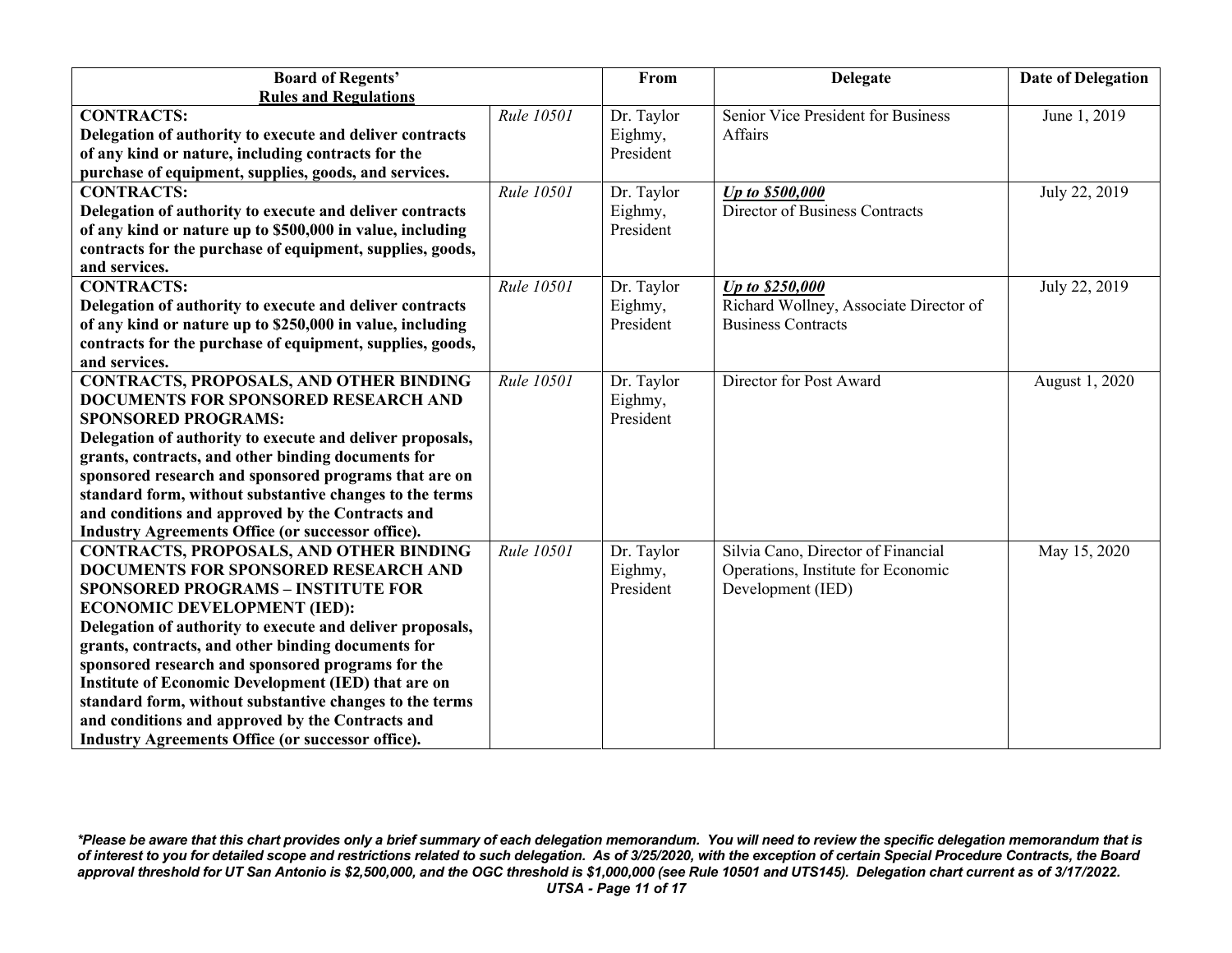| Board of Regents' Rules and Regulations | | From | Delegate | Date of Delegation |
|---|---|---|---|---|
| **CONTRACTS:** **Delegation of authority to execute and deliver contracts of any kind or nature, including contracts for the purchase of equipment, supplies, goods, and services.** | *Rule 10501* | Dr. Taylor Eighmy, President | Senior Vice President for Business Affairs | June 1, 2019 |
| **CONTRACTS:** **Delegation of authority to execute and deliver contracts of any kind or nature up to $500,000 in value, including contracts for the purchase of equipment, supplies, goods, and services.** | *Rule 10501* | Dr. Taylor Eighmy, President | ***Up to $500,000*** Director of Business Contracts | July 22, 2019 |
| **CONTRACTS:** **Delegation of authority to execute and deliver contracts of any kind or nature up to $250,000 in value, including contracts for the purchase of equipment, supplies, goods, and services.** | *Rule 10501* | Dr. Taylor Eighmy, President | ***Up to $250,000*** Richard Wollney, Associate Director of Business Contracts | July 22, 2019 |
| **CONTRACTS, PROPOSALS, AND OTHER BINDING DOCUMENTS FOR SPONSORED RESEARCH AND SPONSORED PROGRAMS:** **Delegation of authority to execute and deliver proposals, grants, contracts, and other binding documents for sponsored research and sponsored programs that are on standard form, without substantive changes to the terms and conditions and approved by the Contracts and Industry Agreements Office (or successor office).** | *Rule 10501* | Dr. Taylor Eighmy, President | Director for Post Award | August 1, 2020 |
| **CONTRACTS, PROPOSALS, AND OTHER BINDING DOCUMENTS FOR SPONSORED RESEARCH AND SPONSORED PROGRAMS – INSTITUTE FOR ECONOMIC DEVELOPMENT (IED):** **Delegation of authority to execute and deliver proposals, grants, contracts, and other binding documents for sponsored research and sponsored programs for the Institute of Economic Development (IED) that are on standard form, without substantive changes to the terms and conditions and approved by the Contracts and Industry Agreements Office (or successor office).** | *Rule 10501* | Dr. Taylor Eighmy, President | Silvia Cano, Director of Financial Operations, Institute for Economic Development (IED) | May 15, 2020 |

***Please be aware that this chart provides only a brief summary of each delegation memorandum. You will need to review the specific delegation memorandum that is of interest to you for detailed scope and restrictions related to such delegation. As of 3/25/2020, with the exception of certain Special Procedure Contracts, the Board approval threshold for UT San Antonio is $2,500,000, and the OGC threshold is $1,000,000 (see Rule 10501 and UTS145). Delegation chart current as of 3/17/2022.***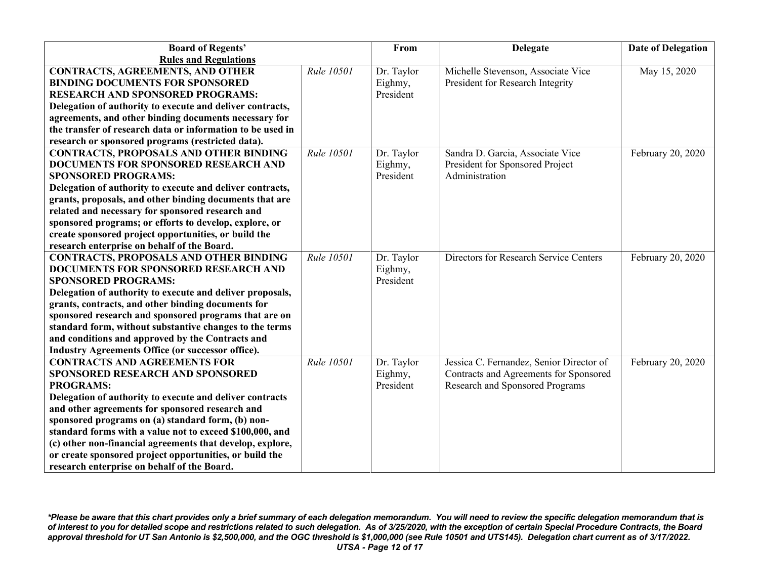| Board of Regents' Rules and Regulations | | From | Delegate | Date of Delegation |
|---|---|---|---|---|
| **CONTRACTS, AGREEMENTS, AND OTHER BINDING DOCUMENTS FOR SPONSORED RESEARCH AND SPONSORED PROGRAMS: Delegation of authority to execute and deliver contracts, agreements, and other binding documents necessary for the transfer of research data or information to be used in research or sponsored programs (restricted data).** | *Rule 10501* | Dr. Taylor Eighmy, President | Michelle Stevenson, Associate Vice President for Research Integrity | May 15, 2020 |
| **CONTRACTS, PROPOSALS AND OTHER BINDING DOCUMENTS FOR SPONSORED RESEARCH AND SPONSORED PROGRAMS: Delegation of authority to execute and deliver contracts, grants, proposals, and other binding documents that are related and necessary for sponsored research and sponsored programs; or efforts to develop, explore, or create sponsored project opportunities, or build the research enterprise on behalf of the Board.** | *Rule 10501* | Dr. Taylor Eighmy, President | Sandra D. Garcia, Associate Vice President for Sponsored Project Administration | February 20, 2020 |
| **CONTRACTS, PROPOSALS AND OTHER BINDING DOCUMENTS FOR SPONSORED RESEARCH AND SPONSORED PROGRAMS: Delegation of authority to execute and deliver proposals, grants, contracts, and other binding documents for sponsored research and sponsored programs that are on standard form, without substantive changes to the terms and conditions and approved by the Contracts and Industry Agreements Office (or successor office).** | *Rule 10501* | Dr. Taylor Eighmy, President | Directors for Research Service Centers | February 20, 2020 |
| **CONTRACTS AND AGREEMENTS FOR SPONSORED RESEARCH AND SPONSORED PROGRAMS: Delegation of authority to execute and deliver contracts and other agreements for sponsored research and sponsored programs on (a) standard form, (b) non-standard forms with a value not to exceed $100,000, and (c) other non-financial agreements that develop, explore, or create sponsored project opportunities, or build the research enterprise on behalf of the Board.** | *Rule 10501* | Dr. Taylor Eighmy, President | Jessica C. Fernandez, Senior Director of Contracts and Agreements for Sponsored Research and Sponsored Programs | February 20, 2020 |

***Please be aware that this chart provides only a brief summary of each delegation memorandum. You will need to review the specific delegation memorandum that is of interest to you for detailed scope and restrictions related to such delegation. As of 3/25/2020, with the exception of certain Special Procedure Contracts, the Board approval threshold for UT San Antonio is $2,500,000, and the OGC threshold is $1,000,000 (see Rule 10501 and UTS145). Delegation chart current as of 3/17/2022.***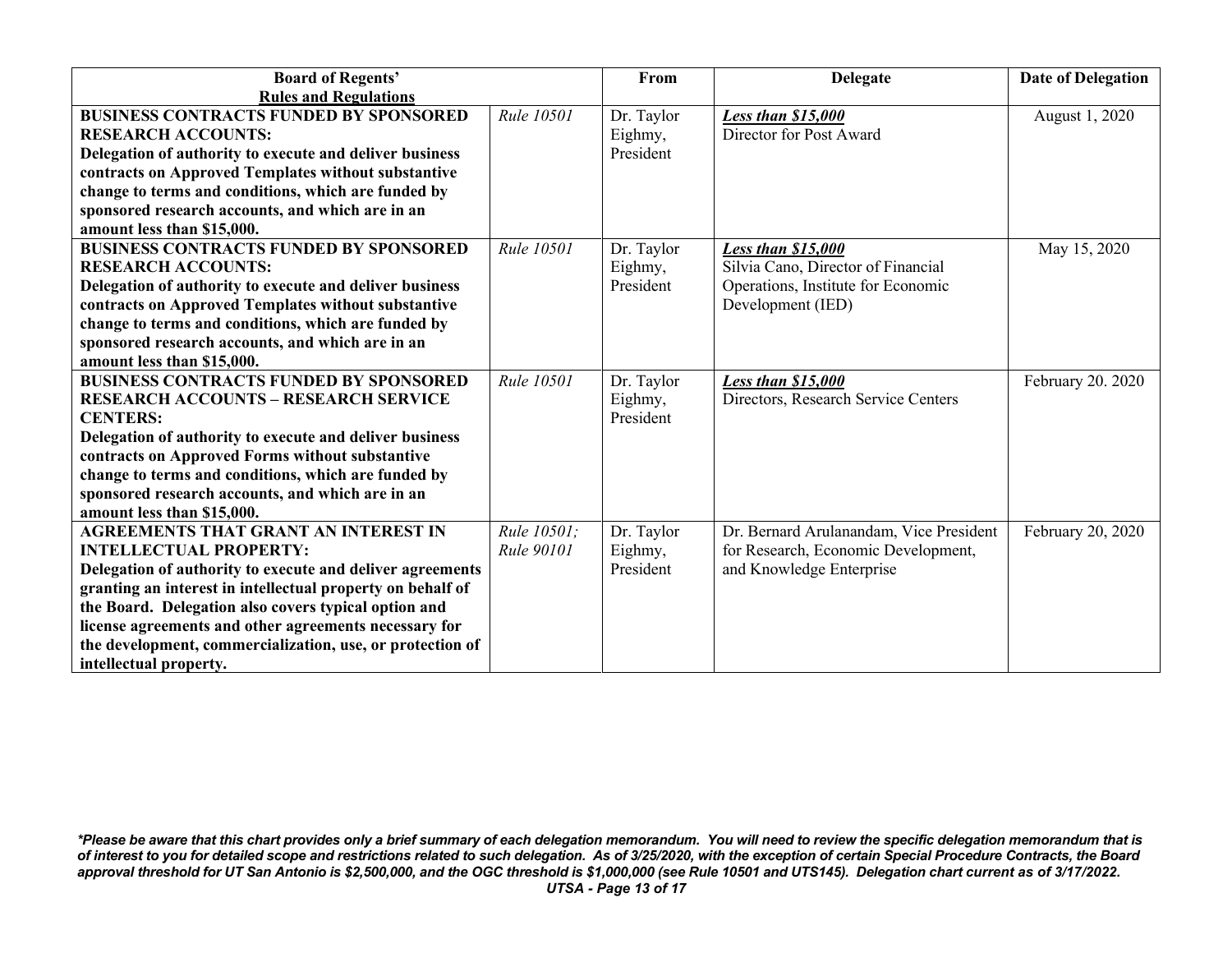| Board of Regents' Rules and Regulations | | From | Delegate | Date of Delegation |
|---|---|---|---|---|
| **BUSINESS CONTRACTS FUNDED BY SPONSORED RESEARCH ACCOUNTS: Delegation of authority to execute and deliver business contracts on Approved Templates without substantive change to terms and conditions, which are funded by sponsored research accounts, and which are in an amount less than $15,000.** | *Rule 10501* | Dr. Taylor Eighmy, President | ***Less than $15,000*** Director for Post Award | August 1, 2020 |
| **BUSINESS CONTRACTS FUNDED BY SPONSORED RESEARCH ACCOUNTS: Delegation of authority to execute and deliver business contracts on Approved Templates without substantive change to terms and conditions, which are funded by sponsored research accounts, and which are in an amount less than $15,000.** | *Rule 10501* | Dr. Taylor Eighmy, President | ***Less than $15,000*** Silvia Cano, Director of Financial Operations, Institute for Economic Development (IED) | May 15, 2020 |
| **BUSINESS CONTRACTS FUNDED BY SPONSORED RESEARCH ACCOUNTS – RESEARCH SERVICE CENTERS: Delegation of authority to execute and deliver business contracts on Approved Forms without substantive change to terms and conditions, which are funded by sponsored research accounts, and which are in an amount less than $15,000.** | *Rule 10501* | Dr. Taylor Eighmy, President | ***Less than $15,000*** Directors, Research Service Centers | February 20. 2020 |
| **AGREEMENTS THAT GRANT AN INTEREST IN INTELLECTUAL PROPERTY: Delegation of authority to execute and deliver agreements granting an interest in intellectual property on behalf of the Board. Delegation also covers typical option and license agreements and other agreements necessary for the development, commercialization, use, or protection of intellectual property.** | *Rule 10501; Rule 90101* | Dr. Taylor Eighmy, President | Dr. Bernard Arulanandam, Vice President for Research, Economic Development, and Knowledge Enterprise | February 20, 2020 |

***Please be aware that this chart provides only a brief summary of each delegation memorandum. You will need to review the specific delegation memorandum that is of interest to you for detailed scope and restrictions related to such delegation. As of 3/25/2020, with the exception of certain Special Procedure Contracts, the Board approval threshold for UT San Antonio is $2,500,000, and the OGC threshold is $1,000,000 (see Rule 10501 and UTS145). Delegation chart current as of 3/17/2022.***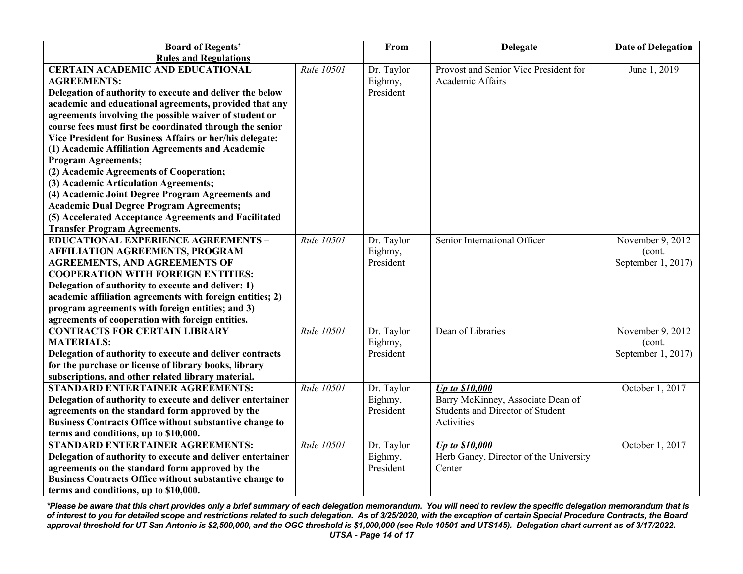| Board of Regents' Rules and Regulations | | From | Delegate | Date of Delegation |
|---|---|---|---|---|
| **CERTAIN ACADEMIC AND EDUCATIONAL AGREEMENTS: Delegation of authority to execute and deliver the below academic and educational agreements, provided that any agreements involving the possible waiver of student or course fees must first be coordinated through the senior Vice President for Business Affairs or her/his delegate: (1) Academic Affiliation Agreements and Academic Program Agreements; (2) Academic Agreements of Cooperation; (3) Academic Articulation Agreements; (4) Academic Joint Degree Program Agreements and Academic Dual Degree Program Agreements; (5) Accelerated Acceptance Agreements and Facilitated Transfer Program Agreements.** | *Rule 10501* | Dr. Taylor Eighmy, President | Provost and Senior Vice President for Academic Affairs | June 1, 2019 |
| **EDUCATIONAL EXPERIENCE AGREEMENTS – AFFILIATION AGREEMENTS, PROGRAM AGREEMENTS, AND AGREEMENTS OF COOPERATION WITH FOREIGN ENTITIES: Delegation of authority to execute and deliver: 1) academic affiliation agreements with foreign entities; 2) program agreements with foreign entities; and 3) agreements of cooperation with foreign entities.** | *Rule 10501* | Dr. Taylor Eighmy, President | Senior International Officer | November 9, 2012 (cont. September 1, 2017) |
| **CONTRACTS FOR CERTAIN LIBRARY MATERIALS: Delegation of authority to execute and deliver contracts for the purchase or license of library books, library subscriptions, and other related library material.** | *Rule 10501* | Dr. Taylor Eighmy, President | Dean of Libraries | November 9, 2012 (cont. September 1, 2017) |
| **STANDARD ENTERTAINER AGREEMENTS: Delegation of authority to execute and deliver entertainer agreements on the standard form approved by the Business Contracts Office without substantive change to terms and conditions, up to $10,000.** | *Rule 10501* | Dr. Taylor Eighmy, President | ***Up to $10,000*** Barry McKinney, Associate Dean of Students and Director of Student Activities | October 1, 2017 |
| **STANDARD ENTERTAINER AGREEMENTS: Delegation of authority to execute and deliver entertainer agreements on the standard form approved by the Business Contracts Office without substantive change to terms and conditions, up to $10,000.** | *Rule 10501* | Dr. Taylor Eighmy, President | ***Up to $10,000*** Herb Ganey, Director of the University Center | October 1, 2017 |

***Please be aware that this chart provides only a brief summary of each delegation memorandum. You will need to review the specific delegation memorandum that is of interest to you for detailed scope and restrictions related to such delegation. As of 3/25/2020, with the exception of certain Special Procedure Contracts, the Board approval threshold for UT San Antonio is $2,500,000, and the OGC threshold is $1,000,000 (see Rule 10501 and UTS145). Delegation chart current as of 3/17/2022.***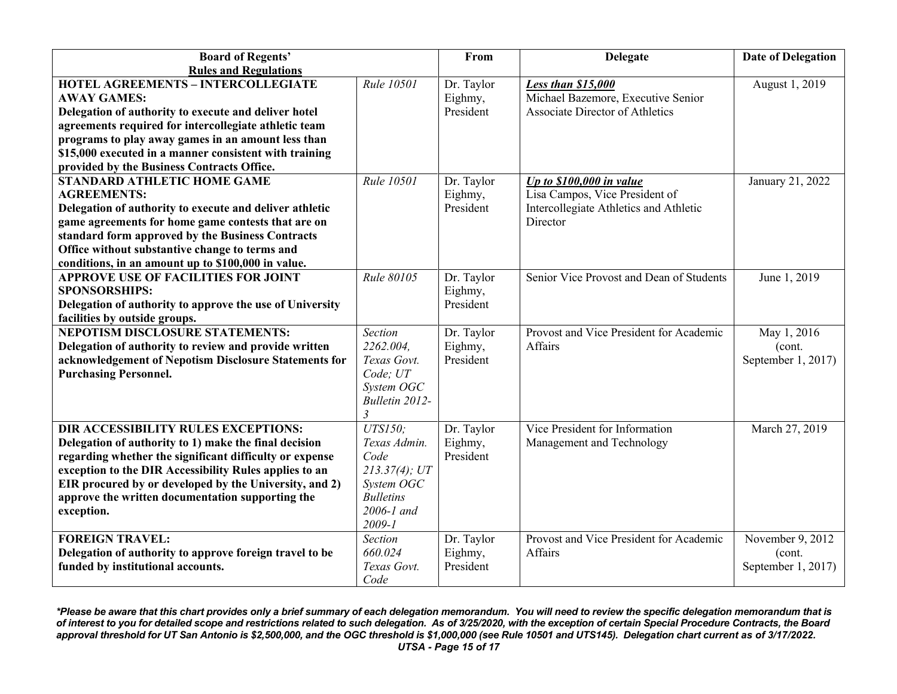| Board of Regents' Rules and Regulations | | From | Delegate | Date of Delegation |
|---|---|---|---|---|
| **HOTEL AGREEMENTS – INTERCOLLEGIATE AWAY GAMES:** **Delegation of authority to execute and deliver hotel agreements required for intercollegiate athletic team programs to play away games in an amount less than $15,000 executed in a manner consistent with training provided by the Business Contracts Office.** | *Rule 10501* | Dr. Taylor Eighmy, President | ***Less than $15,000*** Michael Bazemore, Executive Senior Associate Director of Athletics | August 1, 2019 |
| **STANDARD ATHLETIC HOME GAME AGREEMENTS:** **Delegation of authority to execute and deliver athletic game agreements for home game contests that are on standard form approved by the Business Contracts Office without substantive change to terms and conditions, in an amount up to $100,000 in value.** | *Rule 10501* | Dr. Taylor Eighmy, President | ***Up to $100,000 in value*** Lisa Campos, Vice President of Intercollegiate Athletics and Athletic Director | January 21, 2022 |
| **APPROVE USE OF FACILITIES FOR JOINT SPONSORSHIPS:** **Delegation of authority to approve the use of University facilities by outside groups.** | *Rule 80105* | Dr. Taylor Eighmy, President | Senior Vice Provost and Dean of Students | June 1, 2019 |
| **NEPOTISM DISCLOSURE STATEMENTS:** **Delegation of authority to review and provide written acknowledgement of Nepotism Disclosure Statements for Purchasing Personnel.** | *Section 2262.004, Texas Govt. Code; UT System OGC Bulletin 2012-3* | Dr. Taylor Eighmy, President | Provost and Vice President for Academic Affairs | May 1, 2016 (cont. September 1, 2017) |
| **DIR ACCESSIBILITY RULES EXCEPTIONS:** **Delegation of authority to 1) make the final decision regarding whether the significant difficulty or expense exception to the DIR Accessibility Rules applies to an EIR procured by or developed by the University, and 2) approve the written documentation supporting the exception.** | *UTS150; Texas Admin. Code 213.37(4); UT System OGC Bulletins 2006-1 and 2009-1* | Dr. Taylor Eighmy, President | Vice President for Information Management and Technology | March 27, 2019 |
| **FOREIGN TRAVEL:** **Delegation of authority to approve foreign travel to be funded by institutional accounts.** | *Section 660.024 Texas Govt. Code* | Dr. Taylor Eighmy, President | Provost and Vice President for Academic Affairs | November 9, 2012 (cont. September 1, 2017) |

***Please be aware that this chart provides only a brief summary of each delegation memorandum. You will need to review the specific delegation memorandum that is of interest to you for detailed scope and restrictions related to such delegation. As of 3/25/2020, with the exception of certain Special Procedure Contracts, the Board approval threshold for UT San Antonio is $2,500,000, and the OGC threshold is $1,000,000 (see Rule 10501 and UTS145). Delegation chart current as of 3/17/2022.***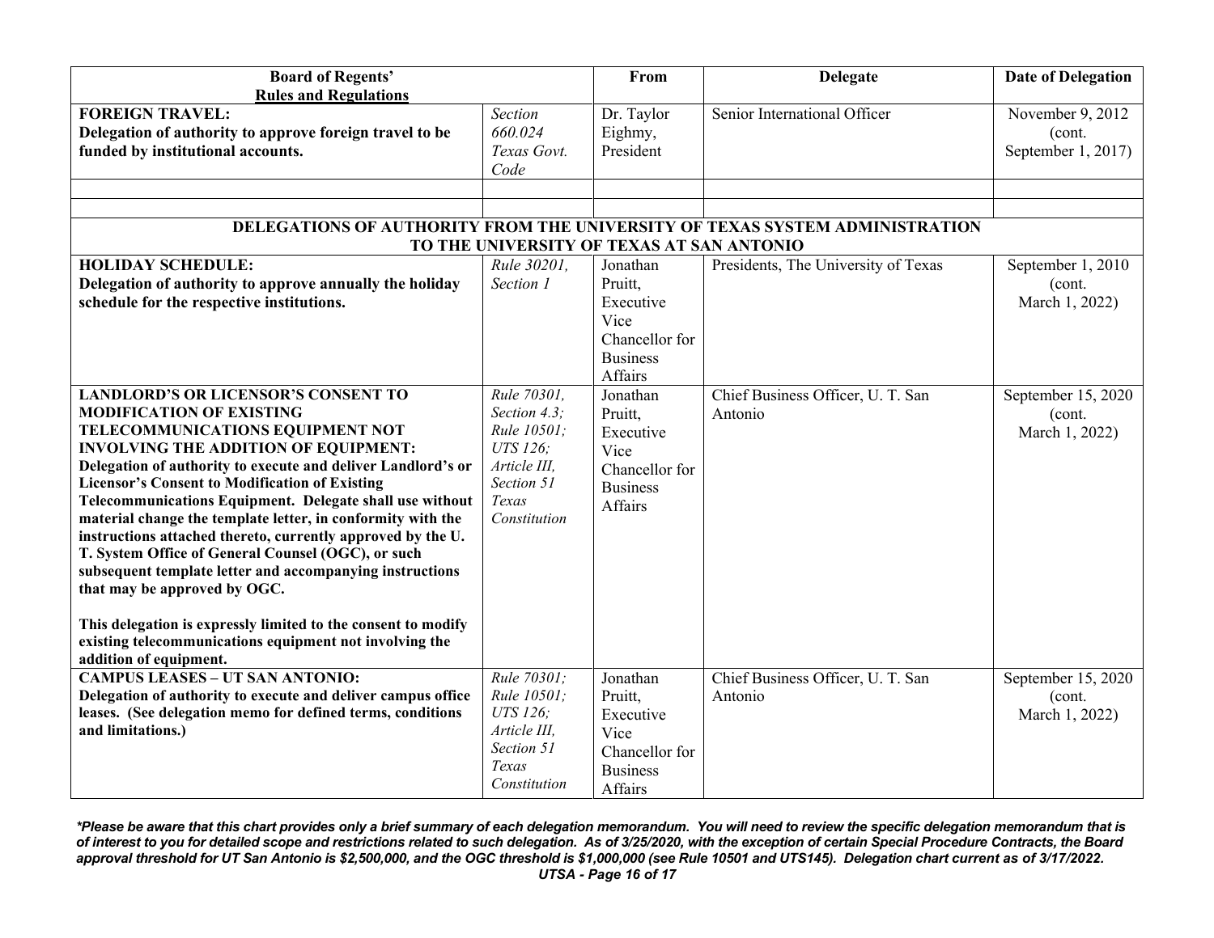| Board of Regents' Rules and Regulations | | From | Delegate | Date of Delegation |
|---|---|---|---|---|
| **FOREIGN TRAVEL:** **Delegation of authority to approve foreign travel to be funded by institutional accounts.** | *Section 660.024 Texas Govt. Code* | Dr. Taylor Eighmy, President | Senior International Officer | November 9, 2012 (cont. September 1, 2017) |
| | | | | |
| | | | | |
| **DELEGATIONS OF AUTHORITY FROM THE UNIVERSITY OF TEXAS SYSTEM ADMINISTRATION TO THE UNIVERSITY OF TEXAS AT SAN ANTONIO** | | | | |
| **HOLIDAY SCHEDULE:** **Delegation of authority to approve annually the holiday schedule for the respective institutions.** | *Rule 30201, Section 1* | Jonathan Pruitt, Executive Vice Chancellor for Business Affairs | Presidents, The University of Texas | September 1, 2010 (cont. March 1, 2022) |
| **LANDLORD'S OR LICENSOR'S CONSENT TO MODIFICATION OF EXISTING TELECOMMUNICATIONS EQUIPMENT NOT INVOLVING THE ADDITION OF EQUIPMENT:** **Delegation of authority to execute and deliver Landlord's or Licensor's Consent to Modification of Existing Telecommunications Equipment. Delegate shall use without material change the template letter, in conformity with the instructions attached thereto, currently approved by the U. T. System Office of General Counsel (OGC), or such subsequent template letter and accompanying instructions that may be approved by OGC.** <br><br> **This delegation is expressly limited to the consent to modify existing telecommunications equipment not involving the addition of equipment.** | *Rule 70301, Section 4.3; Rule 10501; UTS 126; Article III, Section 51 Texas Constitution* | Jonathan Pruitt, Executive Vice Chancellor for Business Affairs | Chief Business Officer, U. T. San Antonio | September 15, 2020 (cont. March 1, 2022) |
| **CAMPUS LEASES – UT SAN ANTONIO:** **Delegation of authority to execute and deliver campus office leases. (See delegation memo for defined terms, conditions and limitations.)** | *Rule 70301; Rule 10501; UTS 126; Article III, Section 51 Texas Constitution* | Jonathan Pruitt, Executive Vice Chancellor for Business Affairs | Chief Business Officer, U. T. San Antonio | September 15, 2020 (cont. March 1, 2022) |

***Please be aware that this chart provides only a brief summary of each delegation memorandum. You will need to review the specific delegation memorandum that is of interest to you for detailed scope and restrictions related to such delegation. As of 3/25/2020, with the exception of certain Special Procedure Contracts, the Board approval threshold for UT San Antonio is $2,500,000, and the OGC threshold is $1,000,000 (see Rule 10501 and UTS145). Delegation chart current as of 3/17/2022.***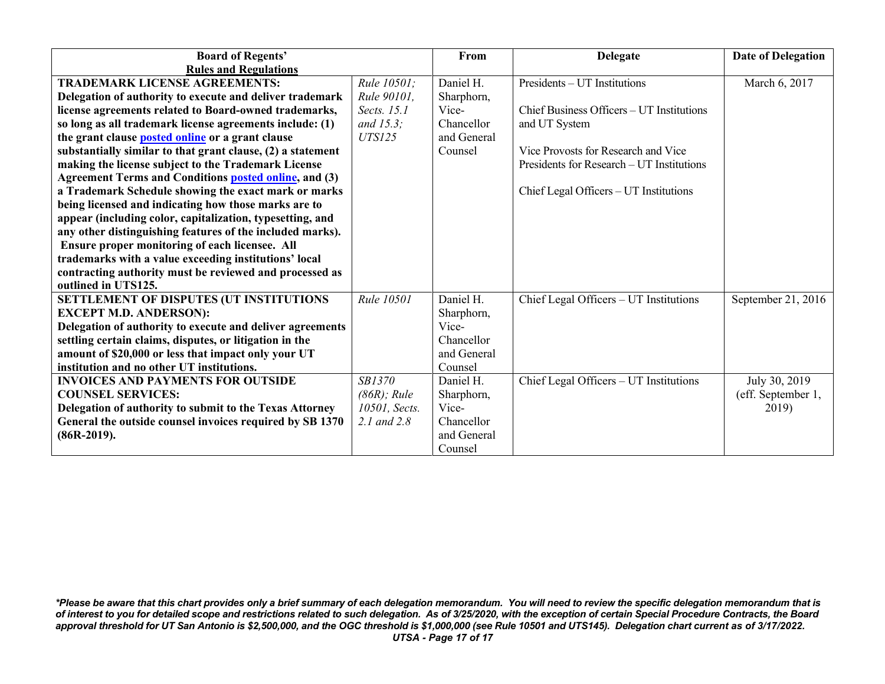| Board of Regents' Rules and Regulations | | From | Delegate | Date of Delegation |
|---|---|---|---|---|
| **TRADEMARK LICENSE AGREEMENTS: Delegation of authority to execute and deliver trademark license agreements related to Board-owned trademarks, so long as all trademark license agreements include: (1) the grant clause posted online or a grant clause substantially similar to that grant clause, (2) a statement making the license subject to the Trademark License Agreement Terms and Conditions posted online, and (3) a Trademark Schedule showing the exact mark or marks being licensed and indicating how those marks are to appear (including color, capitalization, typesetting, and any other distinguishing features of the included marks). Ensure proper monitoring of each licensee. All trademarks with a value exceeding institutions' local contracting authority must be reviewed and processed as outlined in UTS125.** | *Rule 10501; Rule 90101, Sects. 15.1 and 15.3; UTS125* | Daniel H. Sharphorn, Vice-Chancellor and General Counsel | Presidents – UT Institutions<br><br>Chief Business Officers – UT Institutions and UT System<br><br>Vice Provosts for Research and Vice Presidents for Research – UT Institutions<br><br>Chief Legal Officers – UT Institutions | March 6, 2017 |
| **SETTLEMENT OF DISPUTES (UT INSTITUTIONS EXCEPT M.D. ANDERSON): Delegation of authority to execute and deliver agreements settling certain claims, disputes, or litigation in the amount of $20,000 or less that impact only your UT institution and no other UT institutions.** | *Rule 10501* | Daniel H. Sharphorn, Vice-Chancellor and General Counsel | Chief Legal Officers – UT Institutions | September 21, 2016 |
| **INVOICES AND PAYMENTS FOR OUTSIDE COUNSEL SERVICES: Delegation of authority to submit to the Texas Attorney General the outside counsel invoices required by SB 1370 (86R-2019).** | *SB1370 (86R); Rule 10501, Sects. 2.1 and 2.8* | Daniel H. Sharphorn, Vice-Chancellor and General Counsel | Chief Legal Officers – UT Institutions | July 30, 2019 (eff. September 1, 2019) |

***Please be aware that this chart provides only a brief summary of each delegation memorandum. You will need to review the specific delegation memorandum that is of interest to you for detailed scope and restrictions related to such delegation. As of 3/25/2020, with the exception of certain Special Procedure Contracts, the Board approval threshold for UT San Antonio is $2,500,000, and the OGC threshold is $1,000,000 (see Rule 10501 and UTS145). Delegation chart current as of 3/17/2022.***